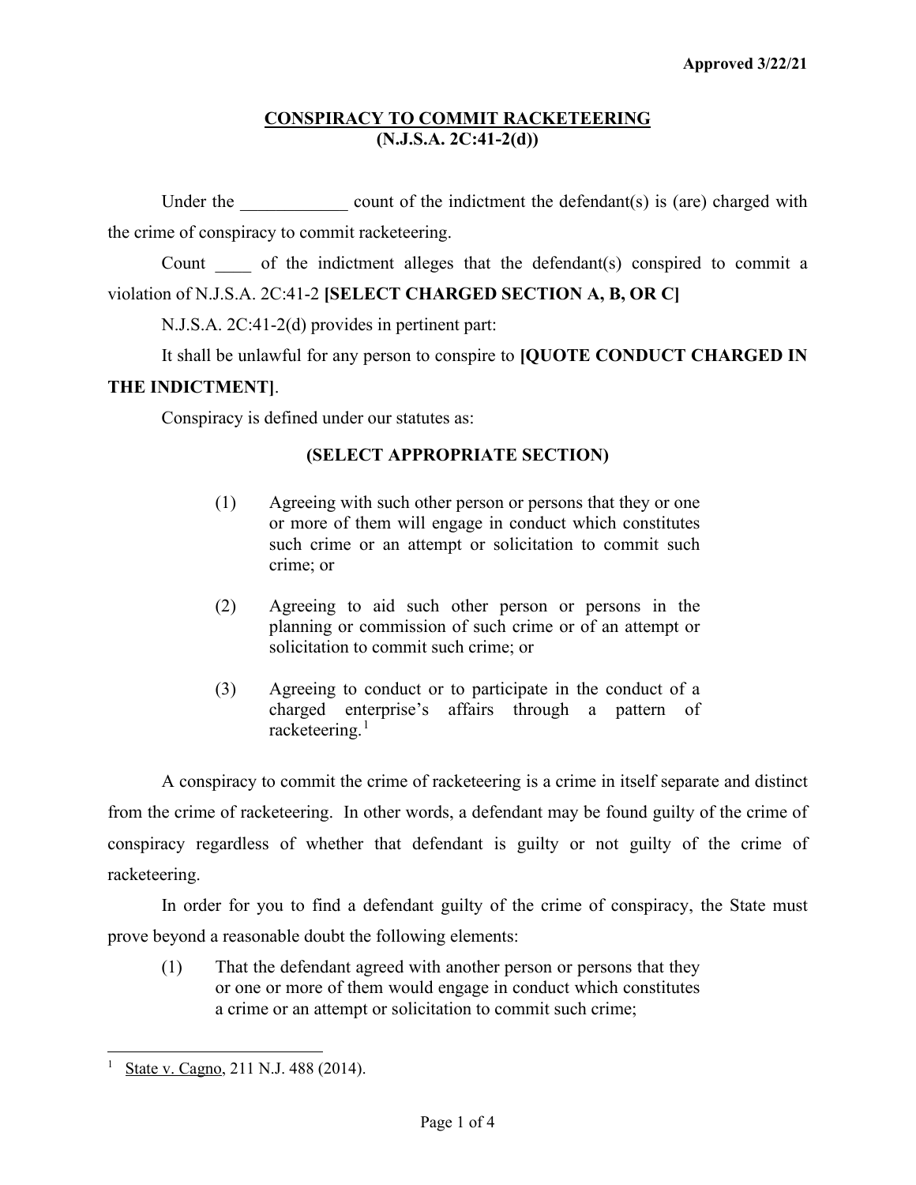**Approved 3/22/21**

## CONSPIRACY TO COMMIT RACKETEERING
## (N.J.S.A. 2C:41-2(d))

Under the ____________ count of the indictment the defendant(s) is (are) charged with the crime of conspiracy to commit racketeering.

Count ____ of the indictment alleges that the defendant(s) conspired to commit a violation of N.J.S.A. 2C:41-2 **[SELECT CHARGED SECTION A, B, OR C]**

N.J.S.A. 2C:41-2(d) provides in pertinent part:

It shall be unlawful for any person to conspire to **[QUOTE CONDUCT CHARGED IN THE INDICTMENT]**.

Conspiracy is defined under our statutes as:

**(SELECT APPROPRIATE SECTION)**

> (1) Agreeing with such other person or persons that they or one or more of them will engage in conduct which constitutes such crime or an attempt or solicitation to commit such crime; or
>
> (2) Agreeing to aid such other person or persons in the planning or commission of such crime or of an attempt or solicitation to commit such crime; or
>
> (3) Agreeing to conduct or to participate in the conduct of a charged enterprise's affairs through a pattern of racketeering.[1]

A conspiracy to commit the crime of racketeering is a crime in itself separate and distinct from the crime of racketeering. In other words, a defendant may be found guilty of the crime of conspiracy regardless of whether that defendant is guilty or not guilty of the crime of racketeering.

In order for you to find a defendant guilty of the crime of conspiracy, the State must prove beyond a reasonable doubt the following elements:

> (1) That the defendant agreed with another person or persons that they or one or more of them would engage in conduct which constitutes a crime or an attempt or solicitation to commit such crime;

---

[1] State v. Cagno, 211 N.J. 488 (2014).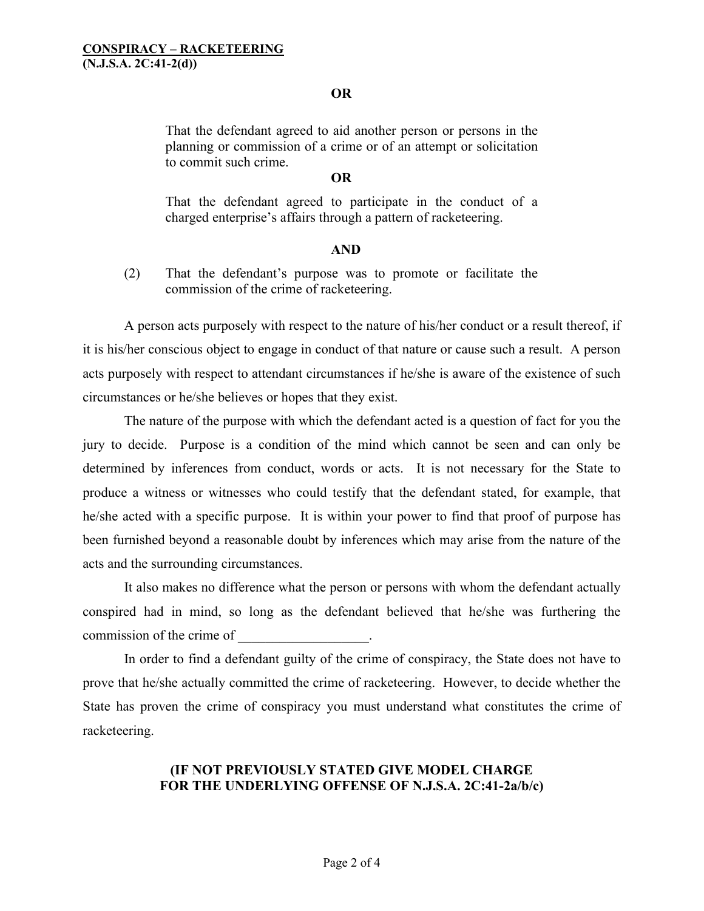**OR**

> That the defendant agreed to aid another person or persons in the planning or commission of a crime or of an attempt or solicitation to commit such crime.

**OR**

> That the defendant agreed to participate in the conduct of a charged enterprise's affairs through a pattern of racketeering.

**AND**

(2) That the defendant's purpose was to promote or facilitate the commission of the crime of racketeering.

A person acts purposely with respect to the nature of his/her conduct or a result thereof, if it is his/her conscious object to engage in conduct of that nature or cause such a result. A person acts purposely with respect to attendant circumstances if he/she is aware of the existence of such circumstances or he/she believes or hopes that they exist.

The nature of the purpose with which the defendant acted is a question of fact for you the jury to decide. Purpose is a condition of the mind which cannot be seen and can only be determined by inferences from conduct, words or acts. It is not necessary for the State to produce a witness or witnesses who could testify that the defendant stated, for example, that he/she acted with a specific purpose. It is within your power to find that proof of purpose has been furnished beyond a reasonable doubt by inferences which may arise from the nature of the acts and the surrounding circumstances.

It also makes no difference what the person or persons with whom the defendant actually conspired had in mind, so long as the defendant believed that he/she was furthering the commission of the crime of ___________________.

In order to find a defendant guilty of the crime of conspiracy, the State does not have to prove that he/she actually committed the crime of racketeering. However, to decide whether the State has proven the crime of conspiracy you must understand what constitutes the crime of racketeering.

**(IF NOT PREVIOUSLY STATED GIVE MODEL CHARGE FOR THE UNDERLYING OFFENSE OF N.J.S.A. 2C:41-2a/b/c)**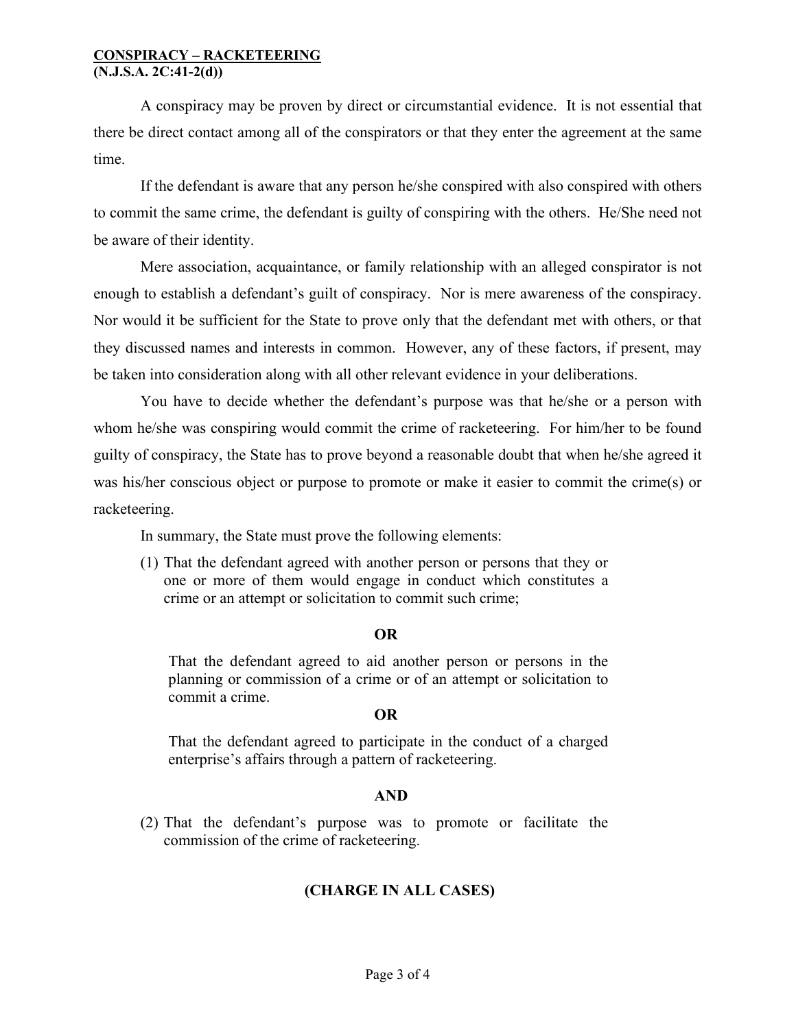**CONSPIRACY – RACKETEERING**
**(N.J.S.A. 2C:41-2(d))**

A conspiracy may be proven by direct or circumstantial evidence. It is not essential that there be direct contact among all of the conspirators or that they enter the agreement at the same time.

If the defendant is aware that any person he/she conspired with also conspired with others to commit the same crime, the defendant is guilty of conspiring with the others. He/She need not be aware of their identity.

Mere association, acquaintance, or family relationship with an alleged conspirator is not enough to establish a defendant's guilt of conspiracy. Nor is mere awareness of the conspiracy. Nor would it be sufficient for the State to prove only that the defendant met with others, or that they discussed names and interests in common. However, any of these factors, if present, may be taken into consideration along with all other relevant evidence in your deliberations.

You have to decide whether the defendant's purpose was that he/she or a person with whom he/she was conspiring would commit the crime of racketeering. For him/her to be found guilty of conspiracy, the State has to prove beyond a reasonable doubt that when he/she agreed it was his/her conscious object or purpose to promote or make it easier to commit the crime(s) or racketeering.

In summary, the State must prove the following elements:

(1) That the defendant agreed with another person or persons that they or one or more of them would engage in conduct which constitutes a crime or an attempt or solicitation to commit such crime;

**OR**

That the defendant agreed to aid another person or persons in the planning or commission of a crime or of an attempt or solicitation to commit a crime.

**OR**

That the defendant agreed to participate in the conduct of a charged enterprise's affairs through a pattern of racketeering.

**AND**

(2) That the defendant's purpose was to promote or facilitate the commission of the crime of racketeering.

**(CHARGE IN ALL CASES)**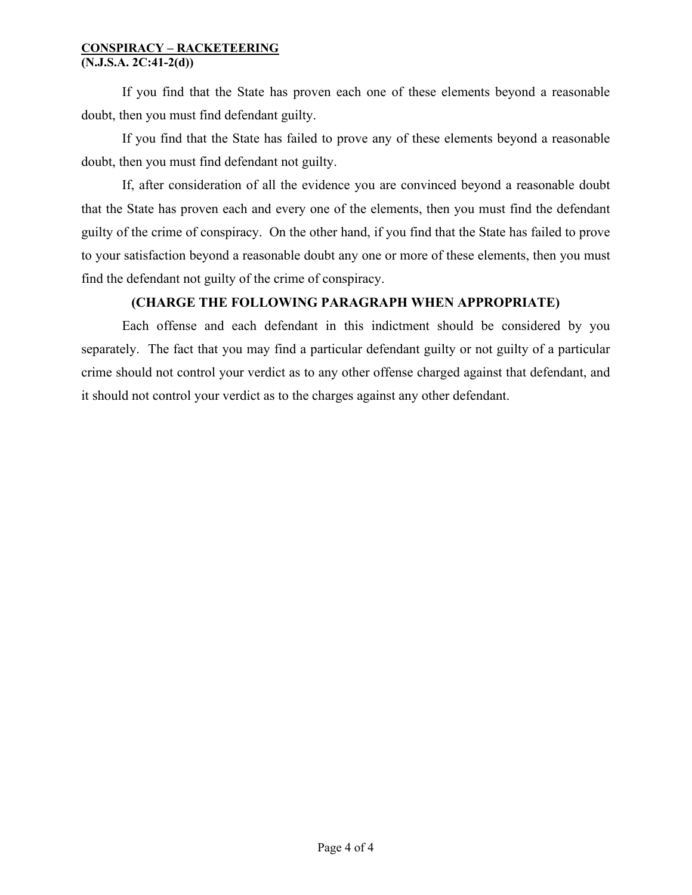If you find that the State has proven each one of these elements beyond a reasonable doubt, then you must find defendant guilty.

If you find that the State has failed to prove any of these elements beyond a reasonable doubt, then you must find defendant not guilty.

If, after consideration of all the evidence you are convinced beyond a reasonable doubt that the State has proven each and every one of the elements, then you must find the defendant guilty of the crime of conspiracy. On the other hand, if you find that the State has failed to prove to your satisfaction beyond a reasonable doubt any one or more of these elements, then you must find the defendant not guilty of the crime of conspiracy.

**(CHARGE THE FOLLOWING PARAGRAPH WHEN APPROPRIATE)**

Each offense and each defendant in this indictment should be considered by you separately. The fact that you may find a particular defendant guilty or not guilty of a particular crime should not control your verdict as to any other offense charged against that defendant, and it should not control your verdict as to the charges against any other defendant.